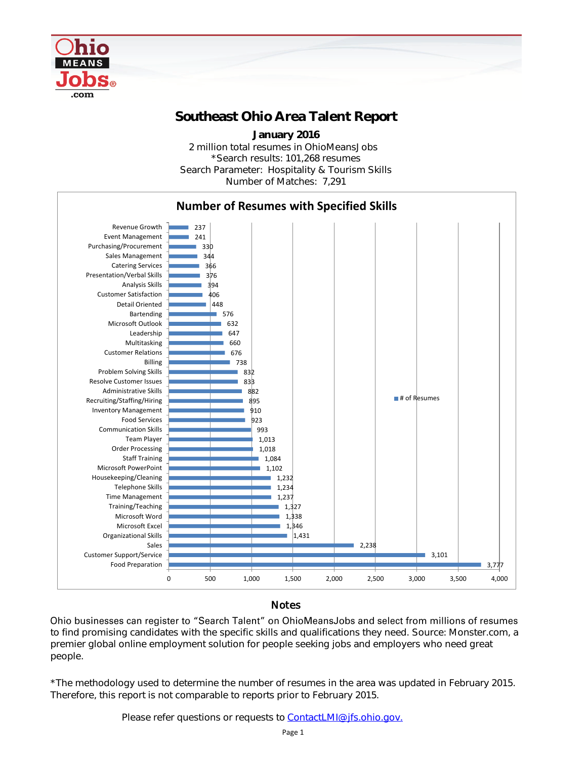# Southeast Ohio Area Talent Report

**January 2016**

2 million total resumes in OhioMeansJobs
*Search results: 101,268 resumes
Search Parameter: Hospitality & Tourism Skills
Number of Matches: 7,291

## Number of Resumes with Specified Skills

| Skill | # of Resumes |
|---|---|
| Revenue Growth | 237 |
| Event Management | 241 |
| Purchasing/Procurement | 330 |
| Sales Management | 344 |
| Catering Services | 366 |
| Presentation/Verbal Skills | 376 |
| Analysis Skills | 394 |
| Customer Satisfaction | 406 |
| Detail Oriented | 448 |
| Bartending | 576 |
| Microsoft Outlook | 632 |
| Leadership | 647 |
| Multitasking | 660 |
| Customer Relations | 676 |
| Billing | 738 |
| Problem Solving Skills | 832 |
| Resolve Customer Issues | 833 |
| Administrative Skills | 882 |
| Recruiting/Staffing/Hiring | 895 |
| Inventory Management | 910 |
| Food Services | 923 |
| Communication Skills | 993 |
| Team Player | 1,013 |
| Order Processing | 1,018 |
| Staff Training | 1,084 |
| Microsoft PowerPoint | 1,102 |
| Housekeeping/Cleaning | 1,232 |
| Telephone Skills | 1,234 |
| Time Management | 1,237 |
| Training/Teaching | 1,327 |
| Microsoft Word | 1,338 |
| Microsoft Excel | 1,346 |
| Organizational Skills | 1,431 |
| Sales | 2,238 |
| Customer Support/Service | 3,101 |
| Food Preparation | 3,777 |

## Notes

Ohio businesses can register to "Search Talent" on OhioMeansJobs and select from millions of resumes to find promising candidates with the specific skills and qualifications they need. Source: Monster.com, a premier global online employment solution for people seeking jobs and employers who need great people.

*The methodology used to determine the number of resumes in the area was updated in February 2015. Therefore, this report is not comparable to reports prior to February 2015.

Please refer questions or requests to [ContactLMI@jfs.ohio.gov.](mailto:ContactLMI@jfs.ohio.gov)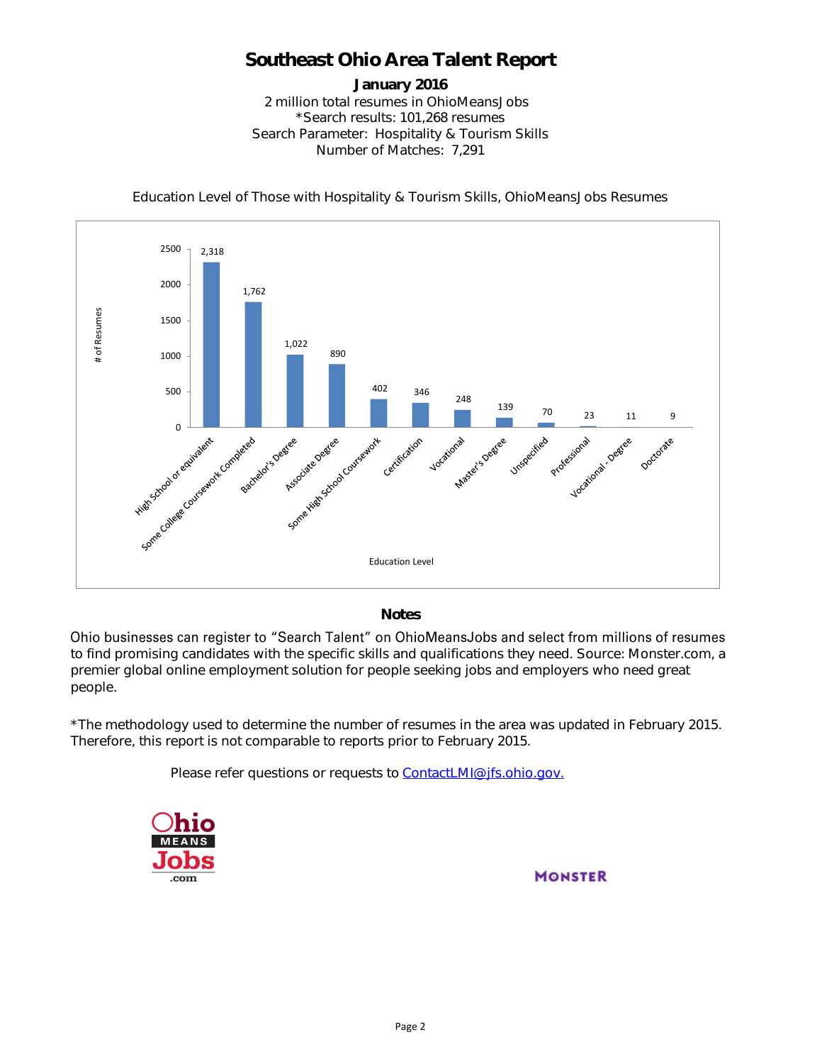# Southeast Ohio Area Talent Report

**January 2016**

2 million total resumes in OhioMeansJobs
*Search results: 101,268 resumes
Search Parameter: Hospitality & Tourism Skills
Number of Matches: 7,291

Education Level of Those with Hospitality & Tourism Skills, OhioMeansJobs Resumes

# of Resumes

2500
2000
1500
1000
500
0

2,318
1,762
1,022
890
402
346
248
139
70
23
11
9

High School or equivalent
Some College Coursework Completed
Bachelor's Degree
Associate Degree
Some High School Coursework
Certification
Vocational
Master's Degree
Unspecified
Professional
Vocational - Degree
Doctorate

Education Level

## Notes

Ohio businesses can register to "Search Talent" on OhioMeansJobs and select from millions of resumes to find promising candidates with the specific skills and qualifications they need. Source: Monster.com, a premier global online employment solution for people seeking jobs and employers who need great people.

*The methodology used to determine the number of resumes in the area was updated in February 2015. Therefore, this report is not comparable to reports prior to February 2015.

Please refer questions or requests to ContactLMI@jfs.ohio.gov.

Ohio MEANS Jobs .com

MONSTER